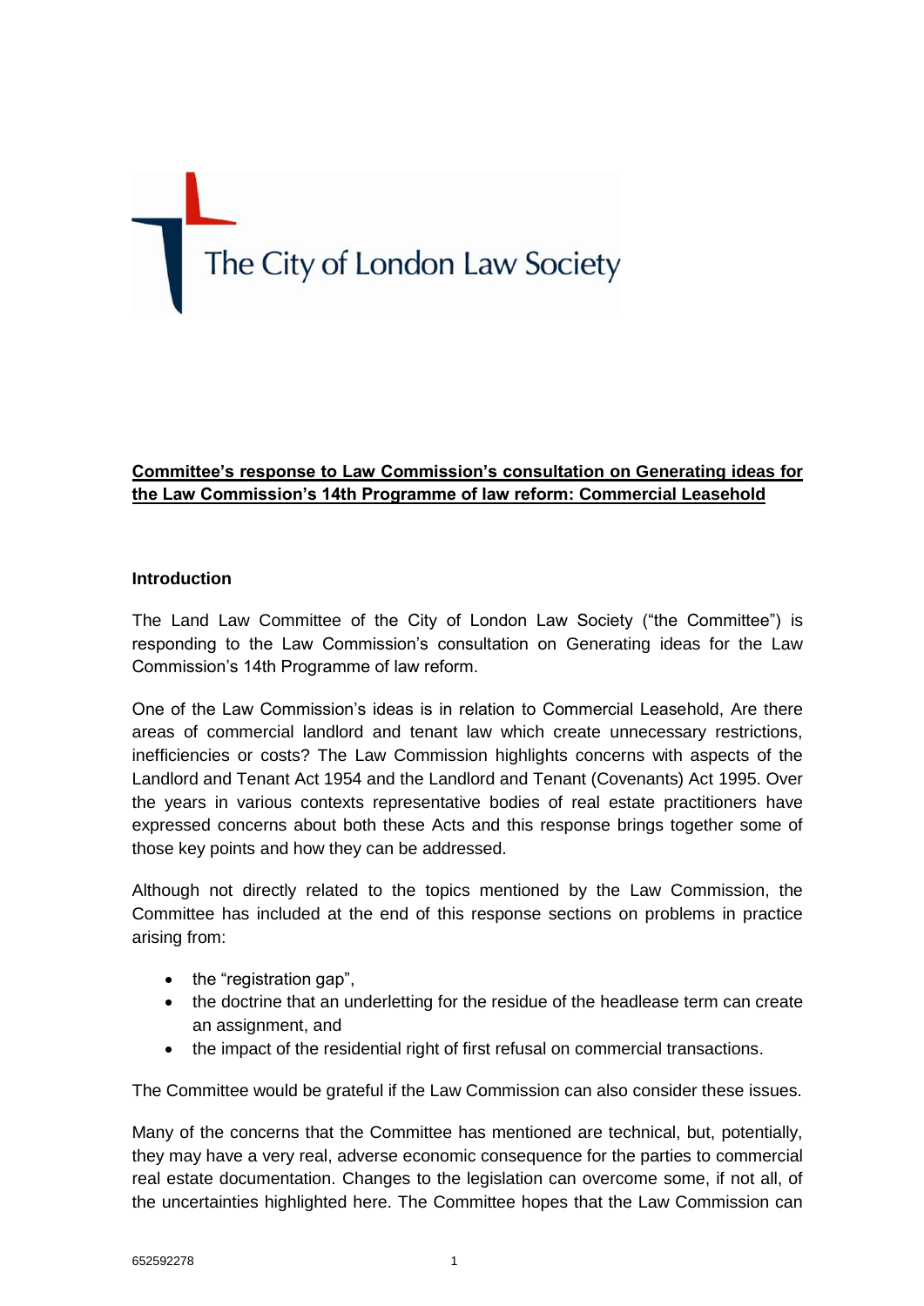The City of London Law Society

**Committee's response to Law Commission's consultation on Generating ideas for the Law Commission's 14th Programme of law reform: Commercial Leasehold**

**Introduction**

The Land Law Committee of the City of London Law Society ("the Committee") is responding to the Law Commission's consultation on Generating ideas for the Law Commission's 14th Programme of law reform.

One of the Law Commission's ideas is in relation to Commercial Leasehold, Are there areas of commercial landlord and tenant law which create unnecessary restrictions, inefficiencies or costs? The Law Commission highlights concerns with aspects of the Landlord and Tenant Act 1954 and the Landlord and Tenant (Covenants) Act 1995. Over the years in various contexts representative bodies of real estate practitioners have expressed concerns about both these Acts and this response brings together some of those key points and how they can be addressed.

Although not directly related to the topics mentioned by the Law Commission, the Committee has included at the end of this response sections on problems in practice arising from:

- the "registration gap",
- the doctrine that an underletting for the residue of the headlease term can create an assignment, and
- the impact of the residential right of first refusal on commercial transactions.

The Committee would be grateful if the Law Commission can also consider these issues.

Many of the concerns that the Committee has mentioned are technical, but, potentially, they may have a very real, adverse economic consequence for the parties to commercial real estate documentation. Changes to the legislation can overcome some, if not all, of the uncertainties highlighted here. The Committee hopes that the Law Commission can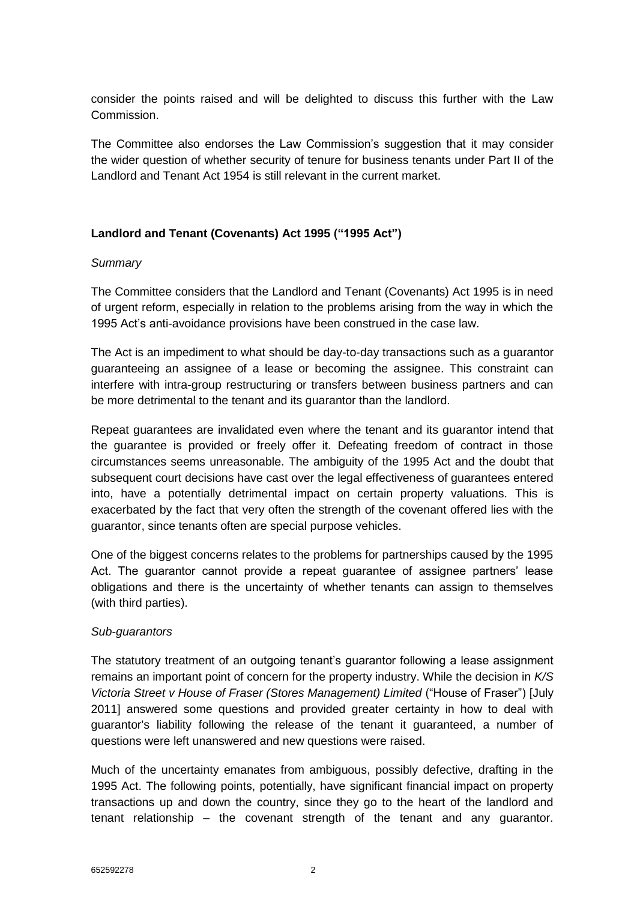consider the points raised and will be delighted to discuss this further with the Law Commission.

The Committee also endorses the Law Commission's suggestion that it may consider the wider question of whether security of tenure for business tenants under Part II of the Landlord and Tenant Act 1954 is still relevant in the current market.

**Landlord and Tenant (Covenants) Act 1995 ("1995 Act")**

*Summary*

The Committee considers that the Landlord and Tenant (Covenants) Act 1995 is in need of urgent reform, especially in relation to the problems arising from the way in which the 1995 Act's anti-avoidance provisions have been construed in the case law.

The Act is an impediment to what should be day-to-day transactions such as a guarantor guaranteeing an assignee of a lease or becoming the assignee. This constraint can interfere with intra-group restructuring or transfers between business partners and can be more detrimental to the tenant and its guarantor than the landlord.

Repeat guarantees are invalidated even where the tenant and its guarantor intend that the guarantee is provided or freely offer it. Defeating freedom of contract in those circumstances seems unreasonable. The ambiguity of the 1995 Act and the doubt that subsequent court decisions have cast over the legal effectiveness of guarantees entered into, have a potentially detrimental impact on certain property valuations. This is exacerbated by the fact that very often the strength of the covenant offered lies with the guarantor, since tenants often are special purpose vehicles.

One of the biggest concerns relates to the problems for partnerships caused by the 1995 Act. The guarantor cannot provide a repeat guarantee of assignee partners' lease obligations and there is the uncertainty of whether tenants can assign to themselves (with third parties).

*Sub-guarantors*

The statutory treatment of an outgoing tenant's guarantor following a lease assignment remains an important point of concern for the property industry. While the decision in *K/S Victoria Street v House of Fraser (Stores Management) Limited* ("House of Fraser") [July 2011] answered some questions and provided greater certainty in how to deal with guarantor's liability following the release of the tenant it guaranteed, a number of questions were left unanswered and new questions were raised.

Much of the uncertainty emanates from ambiguous, possibly defective, drafting in the 1995 Act. The following points, potentially, have significant financial impact on property transactions up and down the country, since they go to the heart of the landlord and tenant relationship – the covenant strength of the tenant and any guarantor.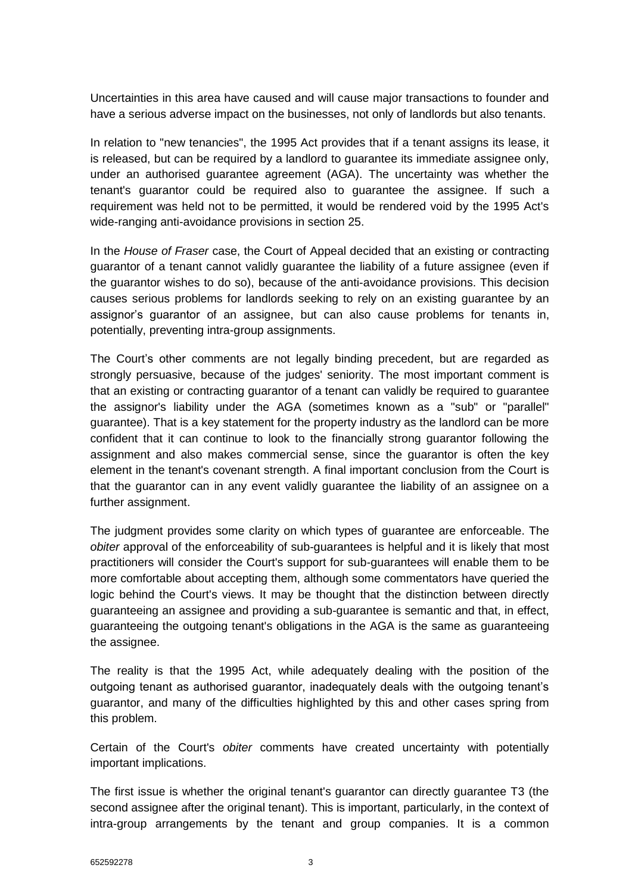Uncertainties in this area have caused and will cause major transactions to founder and have a serious adverse impact on the businesses, not only of landlords but also tenants.

In relation to "new tenancies", the 1995 Act provides that if a tenant assigns its lease, it is released, but can be required by a landlord to guarantee its immediate assignee only, under an authorised guarantee agreement (AGA). The uncertainty was whether the tenant's guarantor could be required also to guarantee the assignee. If such a requirement was held not to be permitted, it would be rendered void by the 1995 Act's wide-ranging anti-avoidance provisions in section 25.

In the *House of Fraser* case, the Court of Appeal decided that an existing or contracting guarantor of a tenant cannot validly guarantee the liability of a future assignee (even if the guarantor wishes to do so), because of the anti-avoidance provisions. This decision causes serious problems for landlords seeking to rely on an existing guarantee by an assignor's guarantor of an assignee, but can also cause problems for tenants in, potentially, preventing intra-group assignments.

The Court's other comments are not legally binding precedent, but are regarded as strongly persuasive, because of the judges' seniority. The most important comment is that an existing or contracting guarantor of a tenant can validly be required to guarantee the assignor's liability under the AGA (sometimes known as a "sub" or "parallel" guarantee). That is a key statement for the property industry as the landlord can be more confident that it can continue to look to the financially strong guarantor following the assignment and also makes commercial sense, since the guarantor is often the key element in the tenant's covenant strength. A final important conclusion from the Court is that the guarantor can in any event validly guarantee the liability of an assignee on a further assignment.

The judgment provides some clarity on which types of guarantee are enforceable. The *obiter* approval of the enforceability of sub-guarantees is helpful and it is likely that most practitioners will consider the Court's support for sub-guarantees will enable them to be more comfortable about accepting them, although some commentators have queried the logic behind the Court's views. It may be thought that the distinction between directly guaranteeing an assignee and providing a sub-guarantee is semantic and that, in effect, guaranteeing the outgoing tenant's obligations in the AGA is the same as guaranteeing the assignee.

The reality is that the 1995 Act, while adequately dealing with the position of the outgoing tenant as authorised guarantor, inadequately deals with the outgoing tenant's guarantor, and many of the difficulties highlighted by this and other cases spring from this problem.

Certain of the Court's *obiter* comments have created uncertainty with potentially important implications.

The first issue is whether the original tenant's guarantor can directly guarantee T3 (the second assignee after the original tenant). This is important, particularly, in the context of intra-group arrangements by the tenant and group companies. It is a common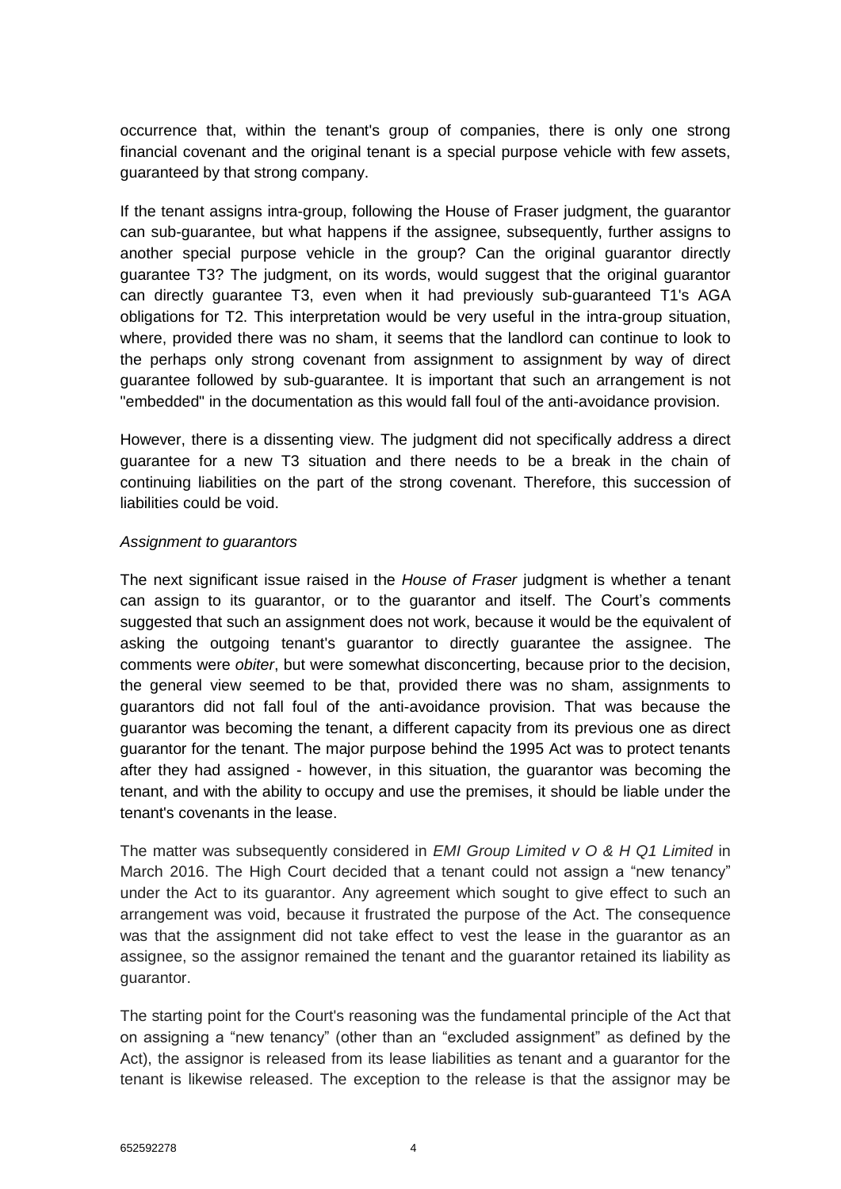occurrence that, within the tenant's group of companies, there is only one strong financial covenant and the original tenant is a special purpose vehicle with few assets, guaranteed by that strong company.

If the tenant assigns intra-group, following the House of Fraser judgment, the guarantor can sub-guarantee, but what happens if the assignee, subsequently, further assigns to another special purpose vehicle in the group? Can the original guarantor directly guarantee T3? The judgment, on its words, would suggest that the original guarantor can directly guarantee T3, even when it had previously sub-guaranteed T1's AGA obligations for T2. This interpretation would be very useful in the intra-group situation, where, provided there was no sham, it seems that the landlord can continue to look to the perhaps only strong covenant from assignment to assignment by way of direct guarantee followed by sub-guarantee. It is important that such an arrangement is not "embedded" in the documentation as this would fall foul of the anti-avoidance provision.

However, there is a dissenting view. The judgment did not specifically address a direct guarantee for a new T3 situation and there needs to be a break in the chain of continuing liabilities on the part of the strong covenant. Therefore, this succession of liabilities could be void.

*Assignment to guarantors*

The next significant issue raised in the *House of Fraser* judgment is whether a tenant can assign to its guarantor, or to the guarantor and itself. The Court's comments suggested that such an assignment does not work, because it would be the equivalent of asking the outgoing tenant's guarantor to directly guarantee the assignee. The comments were *obiter*, but were somewhat disconcerting, because prior to the decision, the general view seemed to be that, provided there was no sham, assignments to guarantors did not fall foul of the anti-avoidance provision. That was because the guarantor was becoming the tenant, a different capacity from its previous one as direct guarantor for the tenant. The major purpose behind the 1995 Act was to protect tenants after they had assigned - however, in this situation, the guarantor was becoming the tenant, and with the ability to occupy and use the premises, it should be liable under the tenant's covenants in the lease.

The matter was subsequently considered in *EMI Group Limited v O & H Q1 Limited* in March 2016. The High Court decided that a tenant could not assign a "new tenancy" under the Act to its guarantor. Any agreement which sought to give effect to such an arrangement was void, because it frustrated the purpose of the Act. The consequence was that the assignment did not take effect to vest the lease in the guarantor as an assignee, so the assignor remained the tenant and the guarantor retained its liability as guarantor.

The starting point for the Court's reasoning was the fundamental principle of the Act that on assigning a "new tenancy" (other than an "excluded assignment" as defined by the Act), the assignor is released from its lease liabilities as tenant and a guarantor for the tenant is likewise released. The exception to the release is that the assignor may be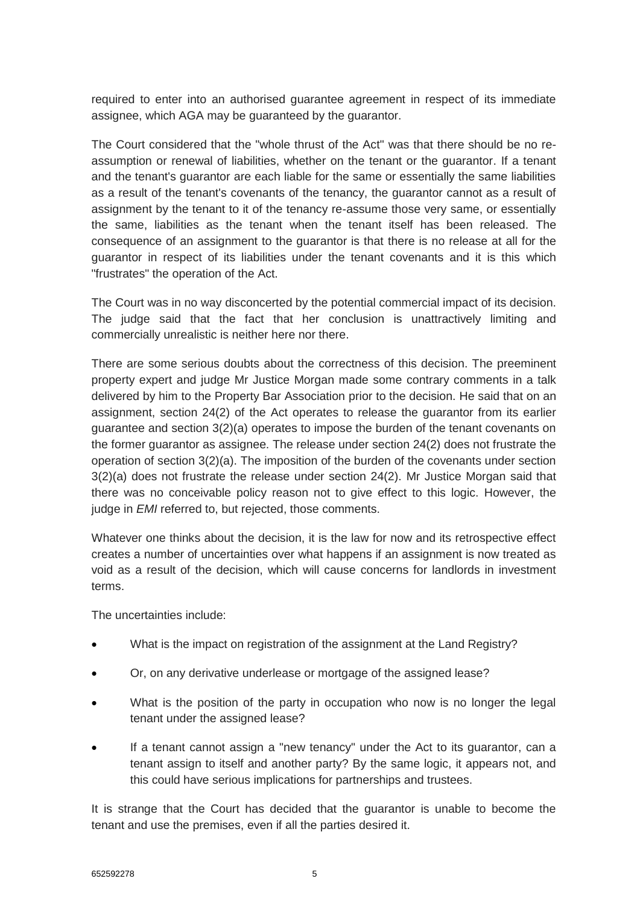required to enter into an authorised guarantee agreement in respect of its immediate assignee, which AGA may be guaranteed by the guarantor.

The Court considered that the "whole thrust of the Act" was that there should be no re-assumption or renewal of liabilities, whether on the tenant or the guarantor. If a tenant and the tenant's guarantor are each liable for the same or essentially the same liabilities as a result of the tenant's covenants of the tenancy, the guarantor cannot as a result of assignment by the tenant to it of the tenancy re-assume those very same, or essentially the same, liabilities as the tenant when the tenant itself has been released. The consequence of an assignment to the guarantor is that there is no release at all for the guarantor in respect of its liabilities under the tenant covenants and it is this which "frustrates" the operation of the Act.

The Court was in no way disconcerted by the potential commercial impact of its decision. The judge said that the fact that her conclusion is unattractively limiting and commercially unrealistic is neither here nor there.

There are some serious doubts about the correctness of this decision. The preeminent property expert and judge Mr Justice Morgan made some contrary comments in a talk delivered by him to the Property Bar Association prior to the decision. He said that on an assignment, section 24(2) of the Act operates to release the guarantor from its earlier guarantee and section 3(2)(a) operates to impose the burden of the tenant covenants on the former guarantor as assignee. The release under section 24(2) does not frustrate the operation of section 3(2)(a). The imposition of the burden of the covenants under section 3(2)(a) does not frustrate the release under section 24(2). Mr Justice Morgan said that there was no conceivable policy reason not to give effect to this logic. However, the judge in *EMI* referred to, but rejected, those comments.

Whatever one thinks about the decision, it is the law for now and its retrospective effect creates a number of uncertainties over what happens if an assignment is now treated as void as a result of the decision, which will cause concerns for landlords in investment terms.

The uncertainties include:

- What is the impact on registration of the assignment at the Land Registry?
- Or, on any derivative underlease or mortgage of the assigned lease?
- What is the position of the party in occupation who now is no longer the legal tenant under the assigned lease?
- If a tenant cannot assign a "new tenancy" under the Act to its guarantor, can a tenant assign to itself and another party? By the same logic, it appears not, and this could have serious implications for partnerships and trustees.

It is strange that the Court has decided that the guarantor is unable to become the tenant and use the premises, even if all the parties desired it.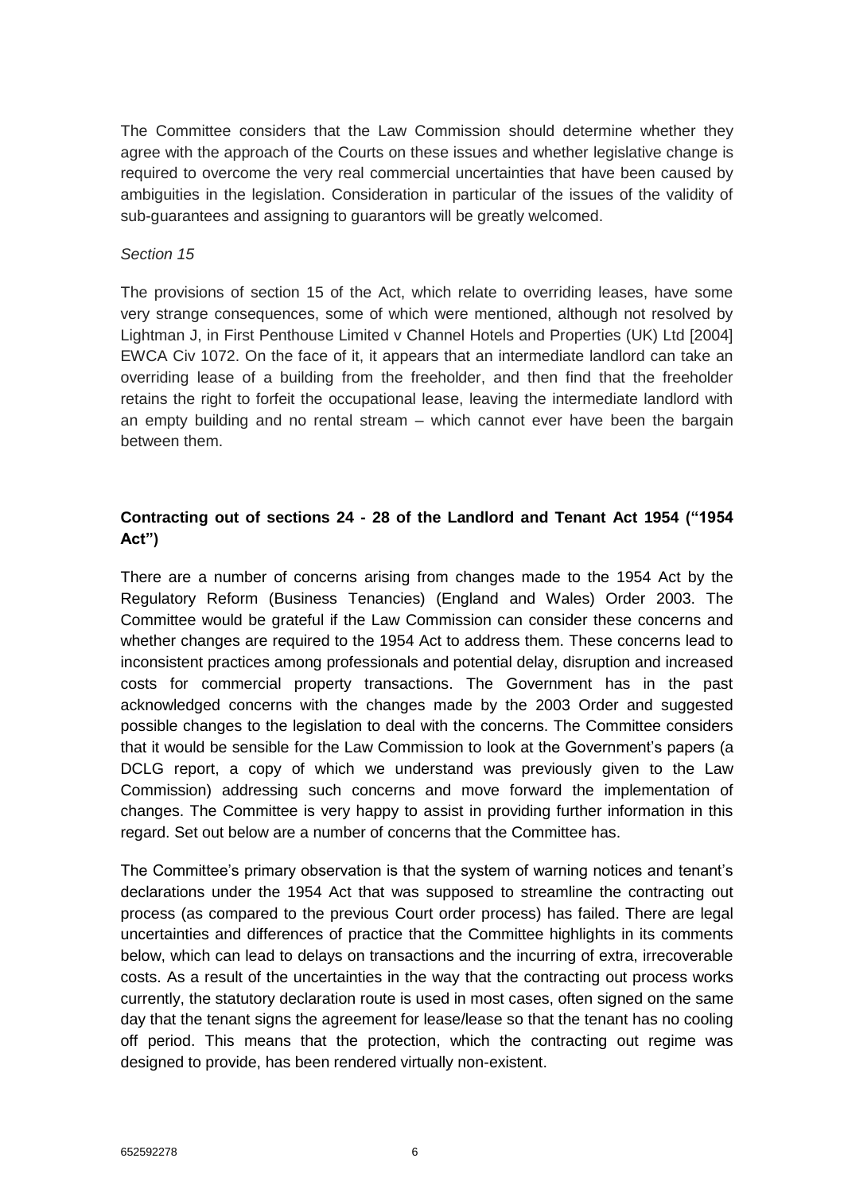The Committee considers that the Law Commission should determine whether they agree with the approach of the Courts on these issues and whether legislative change is required to overcome the very real commercial uncertainties that have been caused by ambiguities in the legislation. Consideration in particular of the issues of the validity of sub-guarantees and assigning to guarantors will be greatly welcomed.

*Section 15*

The provisions of section 15 of the Act, which relate to overriding leases, have some very strange consequences, some of which were mentioned, although not resolved by Lightman J, in First Penthouse Limited v Channel Hotels and Properties (UK) Ltd [2004] EWCA Civ 1072. On the face of it, it appears that an intermediate landlord can take an overriding lease of a building from the freeholder, and then find that the freeholder retains the right to forfeit the occupational lease, leaving the intermediate landlord with an empty building and no rental stream – which cannot ever have been the bargain between them.

**Contracting out of sections 24 - 28 of the Landlord and Tenant Act 1954 ("1954 Act")**

There are a number of concerns arising from changes made to the 1954 Act by the Regulatory Reform (Business Tenancies) (England and Wales) Order 2003. The Committee would be grateful if the Law Commission can consider these concerns and whether changes are required to the 1954 Act to address them. These concerns lead to inconsistent practices among professionals and potential delay, disruption and increased costs for commercial property transactions. The Government has in the past acknowledged concerns with the changes made by the 2003 Order and suggested possible changes to the legislation to deal with the concerns. The Committee considers that it would be sensible for the Law Commission to look at the Government's papers (a DCLG report, a copy of which we understand was previously given to the Law Commission) addressing such concerns and move forward the implementation of changes. The Committee is very happy to assist in providing further information in this regard. Set out below are a number of concerns that the Committee has.

The Committee's primary observation is that the system of warning notices and tenant's declarations under the 1954 Act that was supposed to streamline the contracting out process (as compared to the previous Court order process) has failed. There are legal uncertainties and differences of practice that the Committee highlights in its comments below, which can lead to delays on transactions and the incurring of extra, irrecoverable costs. As a result of the uncertainties in the way that the contracting out process works currently, the statutory declaration route is used in most cases, often signed on the same day that the tenant signs the agreement for lease/lease so that the tenant has no cooling off period. This means that the protection, which the contracting out regime was designed to provide, has been rendered virtually non-existent.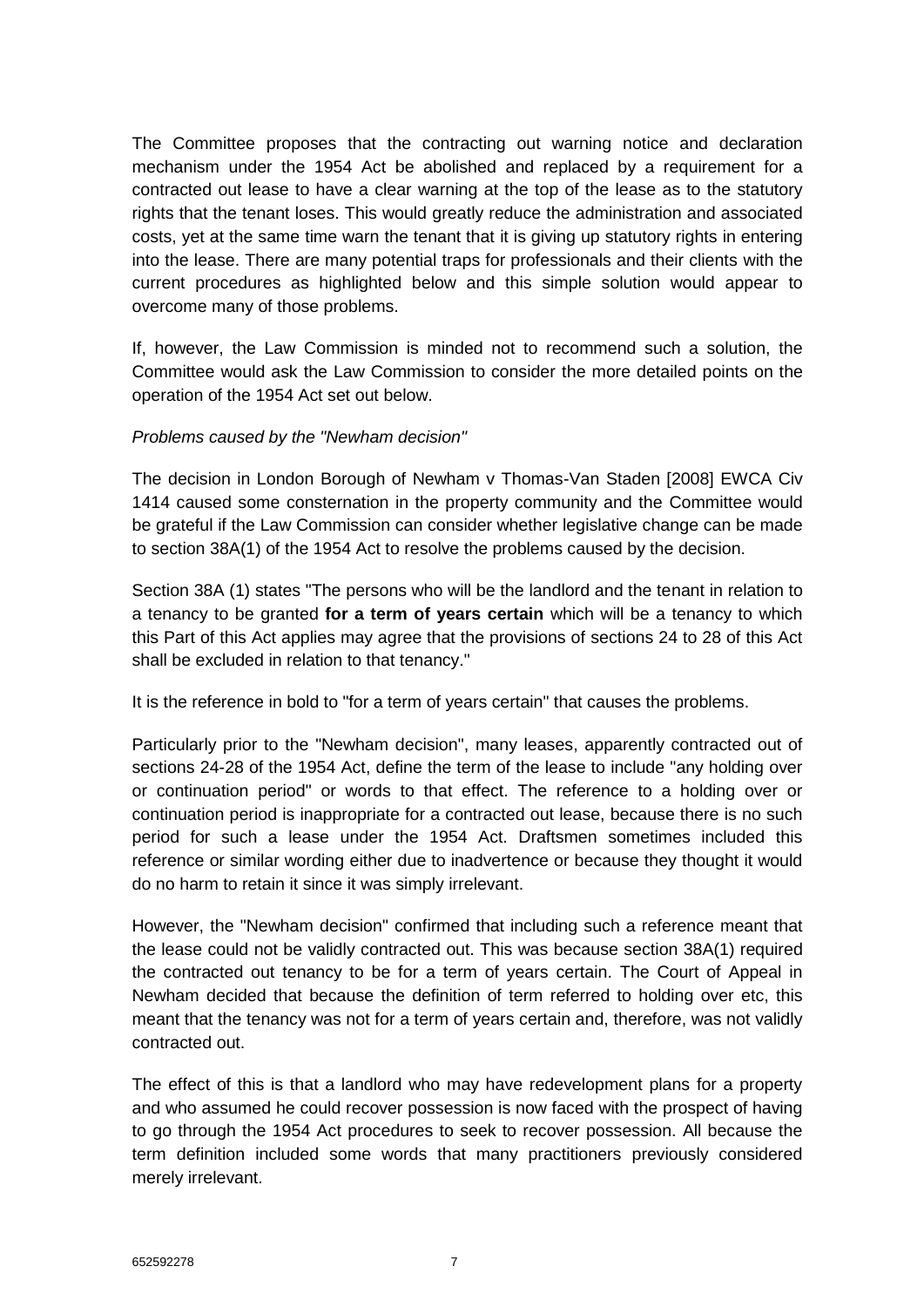The Committee proposes that the contracting out warning notice and declaration mechanism under the 1954 Act be abolished and replaced by a requirement for a contracted out lease to have a clear warning at the top of the lease as to the statutory rights that the tenant loses. This would greatly reduce the administration and associated costs, yet at the same time warn the tenant that it is giving up statutory rights in entering into the lease. There are many potential traps for professionals and their clients with the current procedures as highlighted below and this simple solution would appear to overcome many of those problems.

If, however, the Law Commission is minded not to recommend such a solution, the Committee would ask the Law Commission to consider the more detailed points on the operation of the 1954 Act set out below.

*Problems caused by the "Newham decision"*

The decision in London Borough of Newham v Thomas-Van Staden [2008] EWCA Civ 1414 caused some consternation in the property community and the Committee would be grateful if the Law Commission can consider whether legislative change can be made to section 38A(1) of the 1954 Act to resolve the problems caused by the decision.

Section 38A (1) states "The persons who will be the landlord and the tenant in relation to a tenancy to be granted **for a term of years certain** which will be a tenancy to which this Part of this Act applies may agree that the provisions of sections 24 to 28 of this Act shall be excluded in relation to that tenancy."

It is the reference in bold to "for a term of years certain" that causes the problems.

Particularly prior to the "Newham decision", many leases, apparently contracted out of sections 24-28 of the 1954 Act, define the term of the lease to include "any holding over or continuation period" or words to that effect. The reference to a holding over or continuation period is inappropriate for a contracted out lease, because there is no such period for such a lease under the 1954 Act. Draftsmen sometimes included this reference or similar wording either due to inadvertence or because they thought it would do no harm to retain it since it was simply irrelevant.

However, the "Newham decision" confirmed that including such a reference meant that the lease could not be validly contracted out. This was because section 38A(1) required the contracted out tenancy to be for a term of years certain. The Court of Appeal in Newham decided that because the definition of term referred to holding over etc, this meant that the tenancy was not for a term of years certain and, therefore, was not validly contracted out.

The effect of this is that a landlord who may have redevelopment plans for a property and who assumed he could recover possession is now faced with the prospect of having to go through the 1954 Act procedures to seek to recover possession. All because the term definition included some words that many practitioners previously considered merely irrelevant.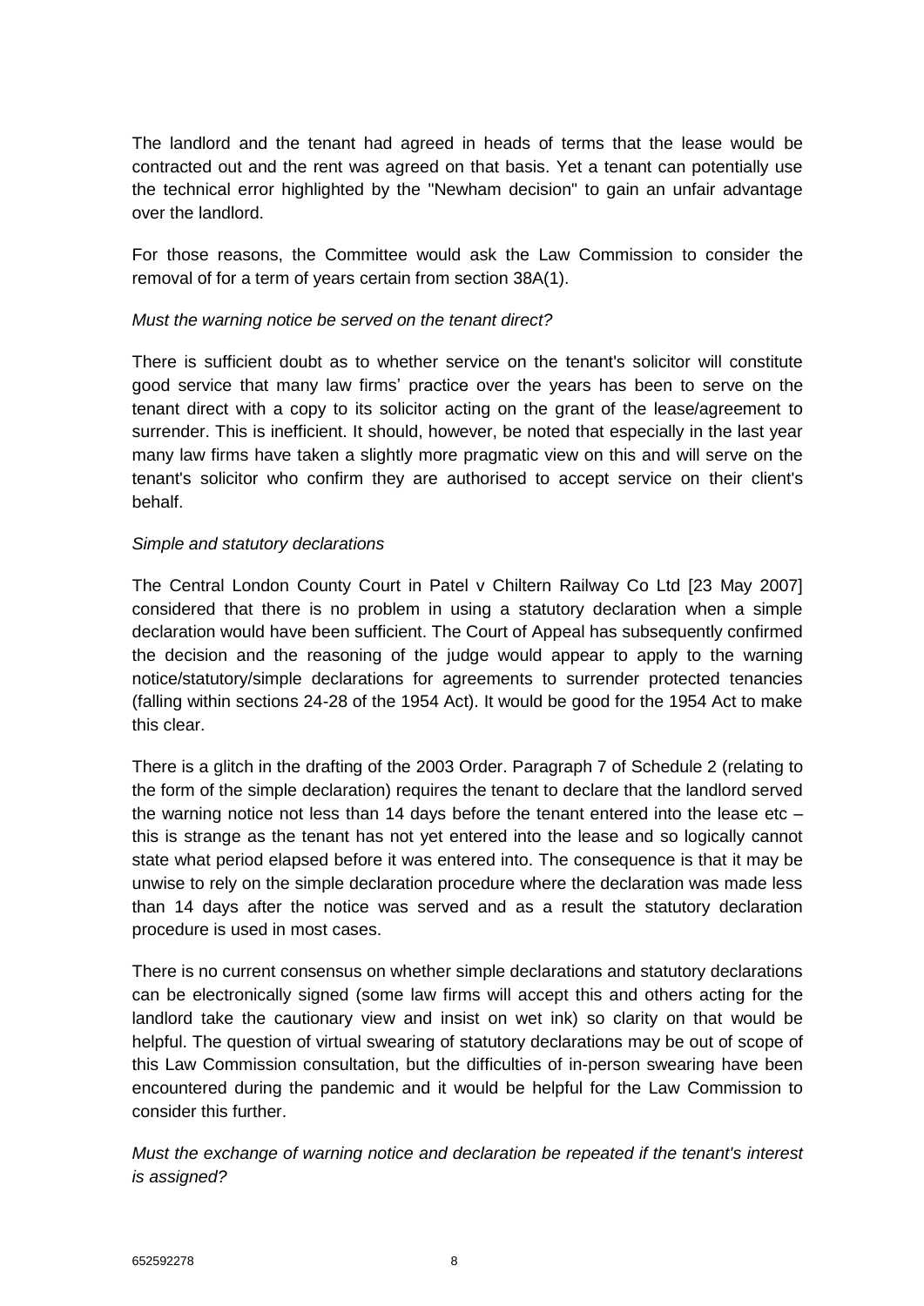The landlord and the tenant had agreed in heads of terms that the lease would be contracted out and the rent was agreed on that basis. Yet a tenant can potentially use the technical error highlighted by the "Newham decision" to gain an unfair advantage over the landlord.

For those reasons, the Committee would ask the Law Commission to consider the removal of for a term of years certain from section 38A(1).

*Must the warning notice be served on the tenant direct?*

There is sufficient doubt as to whether service on the tenant's solicitor will constitute good service that many law firms' practice over the years has been to serve on the tenant direct with a copy to its solicitor acting on the grant of the lease/agreement to surrender. This is inefficient. It should, however, be noted that especially in the last year many law firms have taken a slightly more pragmatic view on this and will serve on the tenant's solicitor who confirm they are authorised to accept service on their client's behalf.

*Simple and statutory declarations*

The Central London County Court in Patel v Chiltern Railway Co Ltd [23 May 2007] considered that there is no problem in using a statutory declaration when a simple declaration would have been sufficient. The Court of Appeal has subsequently confirmed the decision and the reasoning of the judge would appear to apply to the warning notice/statutory/simple declarations for agreements to surrender protected tenancies (falling within sections 24-28 of the 1954 Act). It would be good for the 1954 Act to make this clear.

There is a glitch in the drafting of the 2003 Order. Paragraph 7 of Schedule 2 (relating to the form of the simple declaration) requires the tenant to declare that the landlord served the warning notice not less than 14 days before the tenant entered into the lease etc – this is strange as the tenant has not yet entered into the lease and so logically cannot state what period elapsed before it was entered into. The consequence is that it may be unwise to rely on the simple declaration procedure where the declaration was made less than 14 days after the notice was served and as a result the statutory declaration procedure is used in most cases.

There is no current consensus on whether simple declarations and statutory declarations can be electronically signed (some law firms will accept this and others acting for the landlord take the cautionary view and insist on wet ink) so clarity on that would be helpful. The question of virtual swearing of statutory declarations may be out of scope of this Law Commission consultation, but the difficulties of in-person swearing have been encountered during the pandemic and it would be helpful for the Law Commission to consider this further.

*Must the exchange of warning notice and declaration be repeated if the tenant's interest is assigned?*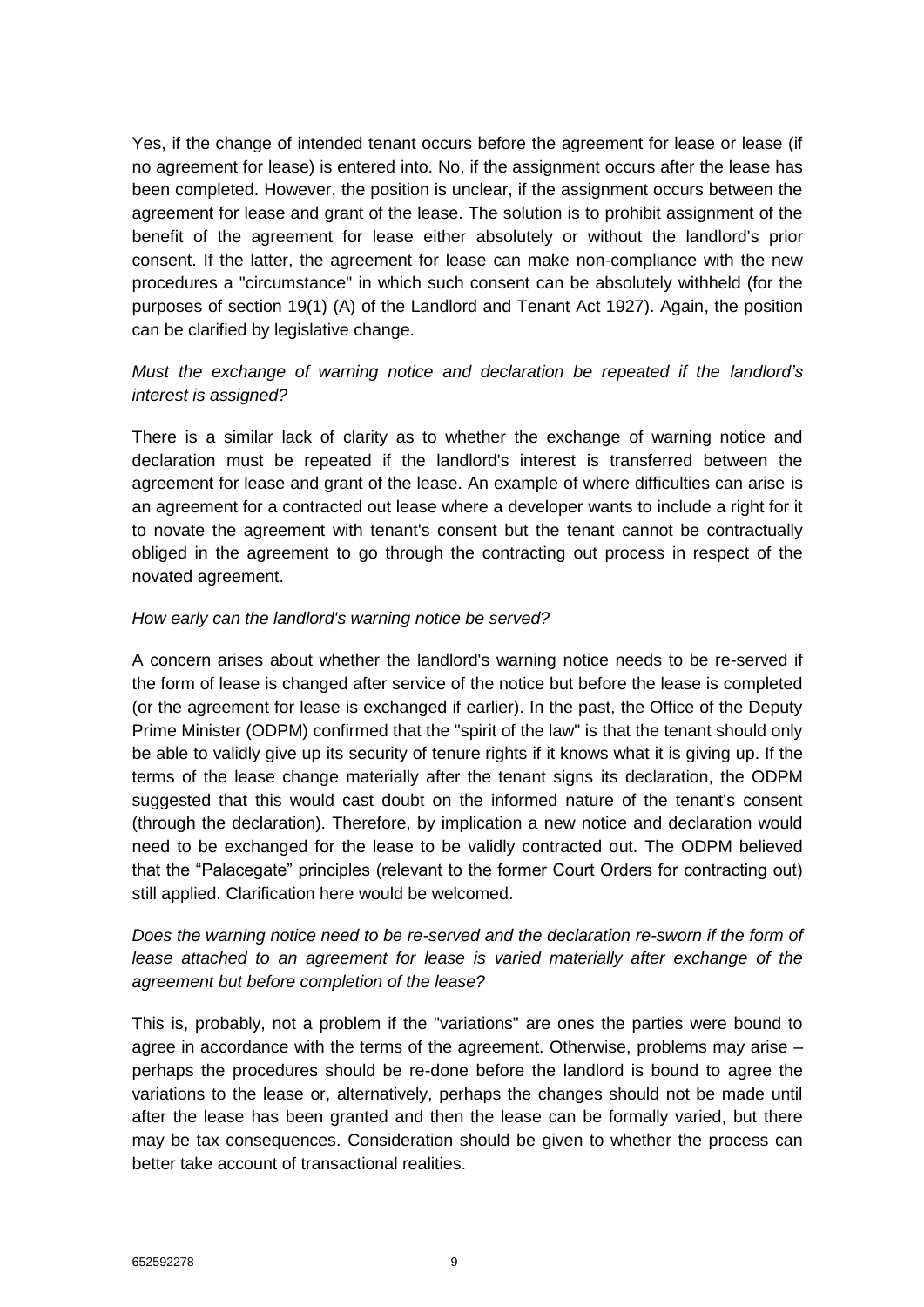Yes, if the change of intended tenant occurs before the agreement for lease or lease (if no agreement for lease) is entered into. No, if the assignment occurs after the lease has been completed. However, the position is unclear, if the assignment occurs between the agreement for lease and grant of the lease. The solution is to prohibit assignment of the benefit of the agreement for lease either absolutely or without the landlord's prior consent. If the latter, the agreement for lease can make non-compliance with the new procedures a "circumstance" in which such consent can be absolutely withheld (for the purposes of section 19(1) (A) of the Landlord and Tenant Act 1927). Again, the position can be clarified by legislative change.

*Must the exchange of warning notice and declaration be repeated if the landlord's interest is assigned?*

There is a similar lack of clarity as to whether the exchange of warning notice and declaration must be repeated if the landlord's interest is transferred between the agreement for lease and grant of the lease. An example of where difficulties can arise is an agreement for a contracted out lease where a developer wants to include a right for it to novate the agreement with tenant's consent but the tenant cannot be contractually obliged in the agreement to go through the contracting out process in respect of the novated agreement.

*How early can the landlord's warning notice be served?*

A concern arises about whether the landlord's warning notice needs to be re-served if the form of lease is changed after service of the notice but before the lease is completed (or the agreement for lease is exchanged if earlier). In the past, the Office of the Deputy Prime Minister (ODPM) confirmed that the "spirit of the law" is that the tenant should only be able to validly give up its security of tenure rights if it knows what it is giving up. If the terms of the lease change materially after the tenant signs its declaration, the ODPM suggested that this would cast doubt on the informed nature of the tenant's consent (through the declaration). Therefore, by implication a new notice and declaration would need to be exchanged for the lease to be validly contracted out. The ODPM believed that the "Palacegate" principles (relevant to the former Court Orders for contracting out) still applied. Clarification here would be welcomed.

*Does the warning notice need to be re-served and the declaration re-sworn if the form of lease attached to an agreement for lease is varied materially after exchange of the agreement but before completion of the lease?*

This is, probably, not a problem if the "variations" are ones the parties were bound to agree in accordance with the terms of the agreement. Otherwise, problems may arise – perhaps the procedures should be re-done before the landlord is bound to agree the variations to the lease or, alternatively, perhaps the changes should not be made until after the lease has been granted and then the lease can be formally varied, but there may be tax consequences. Consideration should be given to whether the process can better take account of transactional realities.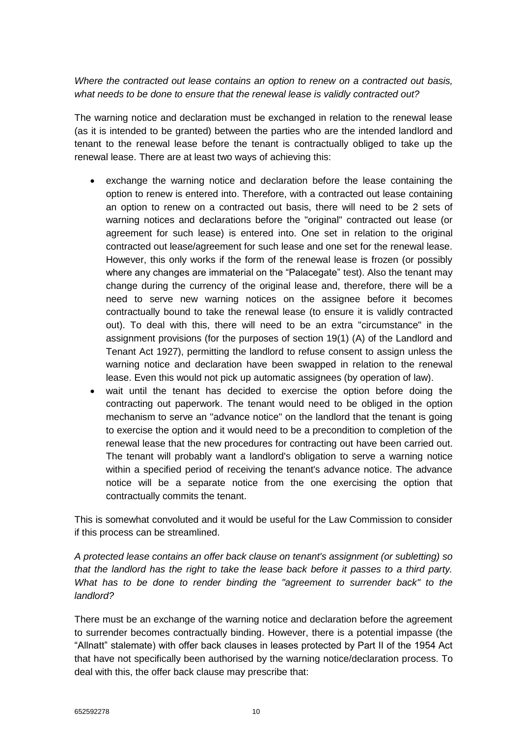*Where the contracted out lease contains an option to renew on a contracted out basis, what needs to be done to ensure that the renewal lease is validly contracted out?*

The warning notice and declaration must be exchanged in relation to the renewal lease (as it is intended to be granted) between the parties who are the intended landlord and tenant to the renewal lease before the tenant is contractually obliged to take up the renewal lease. There are at least two ways of achieving this:

- exchange the warning notice and declaration before the lease containing the option to renew is entered into. Therefore, with a contracted out lease containing an option to renew on a contracted out basis, there will need to be 2 sets of warning notices and declarations before the "original" contracted out lease (or agreement for such lease) is entered into. One set in relation to the original contracted out lease/agreement for such lease and one set for the renewal lease. However, this only works if the form of the renewal lease is frozen (or possibly where any changes are immaterial on the "Palacegate" test). Also the tenant may change during the currency of the original lease and, therefore, there will be a need to serve new warning notices on the assignee before it becomes contractually bound to take the renewal lease (to ensure it is validly contracted out). To deal with this, there will need to be an extra "circumstance" in the assignment provisions (for the purposes of section 19(1) (A) of the Landlord and Tenant Act 1927), permitting the landlord to refuse consent to assign unless the warning notice and declaration have been swapped in relation to the renewal lease. Even this would not pick up automatic assignees (by operation of law).
- wait until the tenant has decided to exercise the option before doing the contracting out paperwork. The tenant would need to be obliged in the option mechanism to serve an "advance notice" on the landlord that the tenant is going to exercise the option and it would need to be a precondition to completion of the renewal lease that the new procedures for contracting out have been carried out. The tenant will probably want a landlord's obligation to serve a warning notice within a specified period of receiving the tenant's advance notice. The advance notice will be a separate notice from the one exercising the option that contractually commits the tenant.

This is somewhat convoluted and it would be useful for the Law Commission to consider if this process can be streamlined.

*A protected lease contains an offer back clause on tenant's assignment (or subletting) so that the landlord has the right to take the lease back before it passes to a third party. What has to be done to render binding the "agreement to surrender back" to the landlord?*

There must be an exchange of the warning notice and declaration before the agreement to surrender becomes contractually binding. However, there is a potential impasse (the "Allnatt" stalemate) with offer back clauses in leases protected by Part II of the 1954 Act that have not specifically been authorised by the warning notice/declaration process. To deal with this, the offer back clause may prescribe that: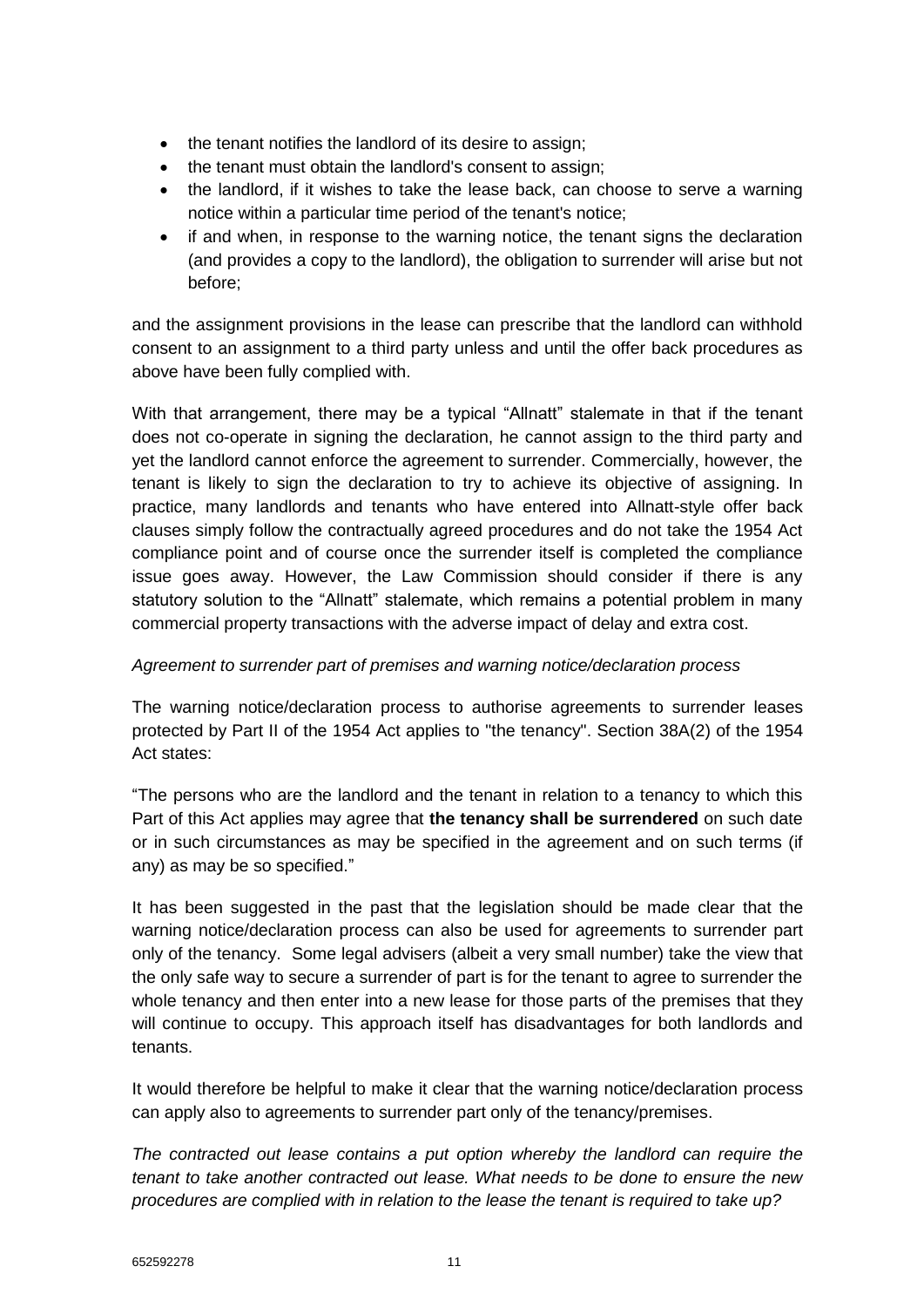- the tenant notifies the landlord of its desire to assign;
- the tenant must obtain the landlord's consent to assign;
- the landlord, if it wishes to take the lease back, can choose to serve a warning notice within a particular time period of the tenant's notice;
- if and when, in response to the warning notice, the tenant signs the declaration (and provides a copy to the landlord), the obligation to surrender will arise but not before;

and the assignment provisions in the lease can prescribe that the landlord can withhold consent to an assignment to a third party unless and until the offer back procedures as above have been fully complied with.

With that arrangement, there may be a typical "Allnatt" stalemate in that if the tenant does not co-operate in signing the declaration, he cannot assign to the third party and yet the landlord cannot enforce the agreement to surrender. Commercially, however, the tenant is likely to sign the declaration to try to achieve its objective of assigning. In practice, many landlords and tenants who have entered into Allnatt-style offer back clauses simply follow the contractually agreed procedures and do not take the 1954 Act compliance point and of course once the surrender itself is completed the compliance issue goes away. However, the Law Commission should consider if there is any statutory solution to the "Allnatt" stalemate, which remains a potential problem in many commercial property transactions with the adverse impact of delay and extra cost.

*Agreement to surrender part of premises and warning notice/declaration process*

The warning notice/declaration process to authorise agreements to surrender leases protected by Part II of the 1954 Act applies to "the tenancy". Section 38A(2) of the 1954 Act states:

"The persons who are the landlord and the tenant in relation to a tenancy to which this Part of this Act applies may agree that **the tenancy shall be surrendered** on such date or in such circumstances as may be specified in the agreement and on such terms (if any) as may be so specified."

It has been suggested in the past that the legislation should be made clear that the warning notice/declaration process can also be used for agreements to surrender part only of the tenancy. Some legal advisers (albeit a very small number) take the view that the only safe way to secure a surrender of part is for the tenant to agree to surrender the whole tenancy and then enter into a new lease for those parts of the premises that they will continue to occupy. This approach itself has disadvantages for both landlords and tenants.

It would therefore be helpful to make it clear that the warning notice/declaration process can apply also to agreements to surrender part only of the tenancy/premises.

*The contracted out lease contains a put option whereby the landlord can require the tenant to take another contracted out lease. What needs to be done to ensure the new procedures are complied with in relation to the lease the tenant is required to take up?*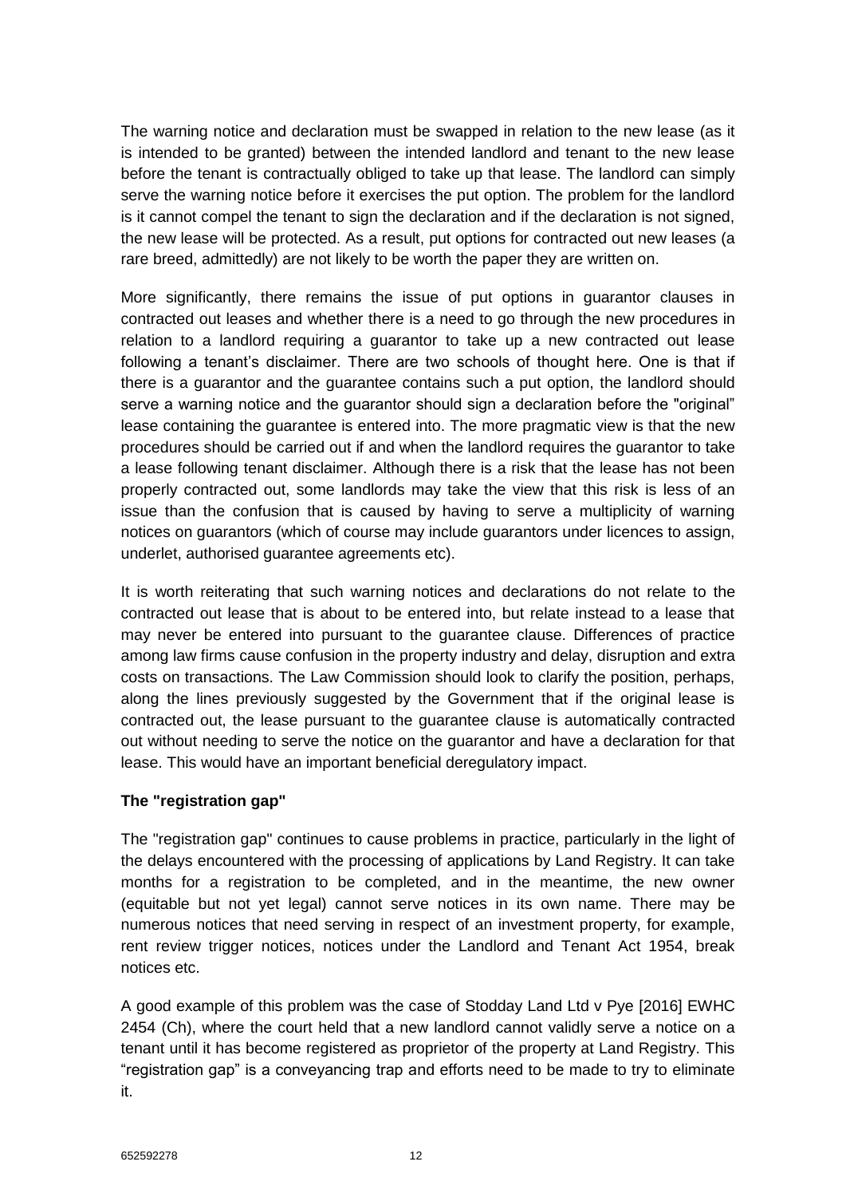The warning notice and declaration must be swapped in relation to the new lease (as it is intended to be granted) between the intended landlord and tenant to the new lease before the tenant is contractually obliged to take up that lease. The landlord can simply serve the warning notice before it exercises the put option. The problem for the landlord is it cannot compel the tenant to sign the declaration and if the declaration is not signed, the new lease will be protected. As a result, put options for contracted out new leases (a rare breed, admittedly) are not likely to be worth the paper they are written on.

More significantly, there remains the issue of put options in guarantor clauses in contracted out leases and whether there is a need to go through the new procedures in relation to a landlord requiring a guarantor to take up a new contracted out lease following a tenant's disclaimer. There are two schools of thought here. One is that if there is a guarantor and the guarantee contains such a put option, the landlord should serve a warning notice and the guarantor should sign a declaration before the "original" lease containing the guarantee is entered into. The more pragmatic view is that the new procedures should be carried out if and when the landlord requires the guarantor to take a lease following tenant disclaimer. Although there is a risk that the lease has not been properly contracted out, some landlords may take the view that this risk is less of an issue than the confusion that is caused by having to serve a multiplicity of warning notices on guarantors (which of course may include guarantors under licences to assign, underlet, authorised guarantee agreements etc).

It is worth reiterating that such warning notices and declarations do not relate to the contracted out lease that is about to be entered into, but relate instead to a lease that may never be entered into pursuant to the guarantee clause. Differences of practice among law firms cause confusion in the property industry and delay, disruption and extra costs on transactions. The Law Commission should look to clarify the position, perhaps, along the lines previously suggested by the Government that if the original lease is contracted out, the lease pursuant to the guarantee clause is automatically contracted out without needing to serve the notice on the guarantor and have a declaration for that lease. This would have an important beneficial deregulatory impact.

**The "registration gap"**

The "registration gap" continues to cause problems in practice, particularly in the light of the delays encountered with the processing of applications by Land Registry. It can take months for a registration to be completed, and in the meantime, the new owner (equitable but not yet legal) cannot serve notices in its own name. There may be numerous notices that need serving in respect of an investment property, for example, rent review trigger notices, notices under the Landlord and Tenant Act 1954, break notices etc.

A good example of this problem was the case of Stodday Land Ltd v Pye [2016] EWHC 2454 (Ch), where the court held that a new landlord cannot validly serve a notice on a tenant until it has become registered as proprietor of the property at Land Registry. This "registration gap" is a conveyancing trap and efforts need to be made to try to eliminate it.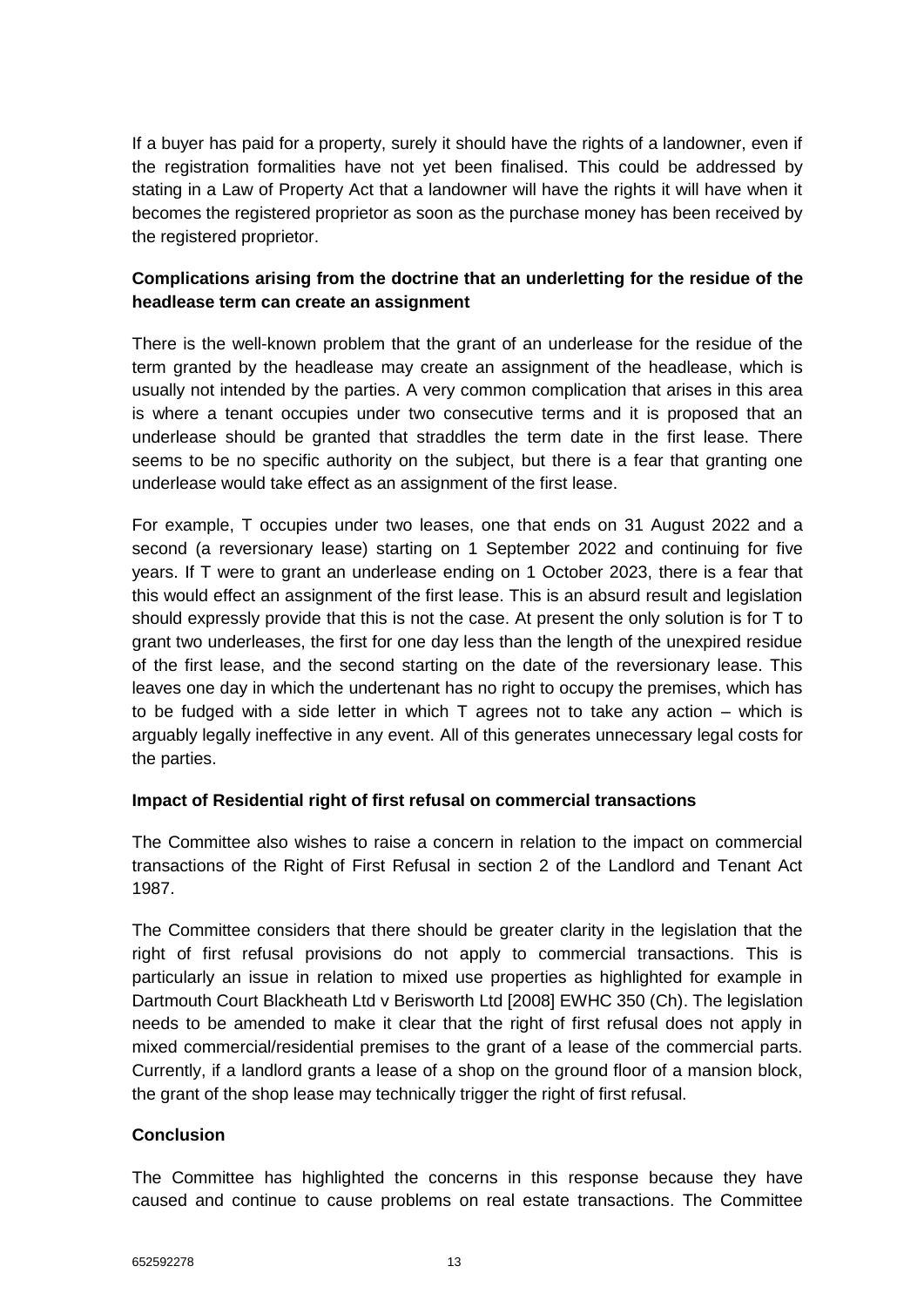If a buyer has paid for a property, surely it should have the rights of a landowner, even if the registration formalities have not yet been finalised. This could be addressed by stating in a Law of Property Act that a landowner will have the rights it will have when it becomes the registered proprietor as soon as the purchase money has been received by the registered proprietor.

**Complications arising from the doctrine that an underletting for the residue of the headlease term can create an assignment**

There is the well-known problem that the grant of an underlease for the residue of the term granted by the headlease may create an assignment of the headlease, which is usually not intended by the parties. A very common complication that arises in this area is where a tenant occupies under two consecutive terms and it is proposed that an underlease should be granted that straddles the term date in the first lease. There seems to be no specific authority on the subject, but there is a fear that granting one underlease would take effect as an assignment of the first lease.

For example, T occupies under two leases, one that ends on 31 August 2022 and a second (a reversionary lease) starting on 1 September 2022 and continuing for five years. If T were to grant an underlease ending on 1 October 2023, there is a fear that this would effect an assignment of the first lease. This is an absurd result and legislation should expressly provide that this is not the case. At present the only solution is for T to grant two underleases, the first for one day less than the length of the unexpired residue of the first lease, and the second starting on the date of the reversionary lease. This leaves one day in which the undertenant has no right to occupy the premises, which has to be fudged with a side letter in which T agrees not to take any action – which is arguably legally ineffective in any event. All of this generates unnecessary legal costs for the parties.

**Impact of Residential right of first refusal on commercial transactions**

The Committee also wishes to raise a concern in relation to the impact on commercial transactions of the Right of First Refusal in section 2 of the Landlord and Tenant Act 1987.

The Committee considers that there should be greater clarity in the legislation that the right of first refusal provisions do not apply to commercial transactions. This is particularly an issue in relation to mixed use properties as highlighted for example in Dartmouth Court Blackheath Ltd v Berisworth Ltd [2008] EWHC 350 (Ch). The legislation needs to be amended to make it clear that the right of first refusal does not apply in mixed commercial/residential premises to the grant of a lease of the commercial parts. Currently, if a landlord grants a lease of a shop on the ground floor of a mansion block, the grant of the shop lease may technically trigger the right of first refusal.

**Conclusion**

The Committee has highlighted the concerns in this response because they have caused and continue to cause problems on real estate transactions. The Committee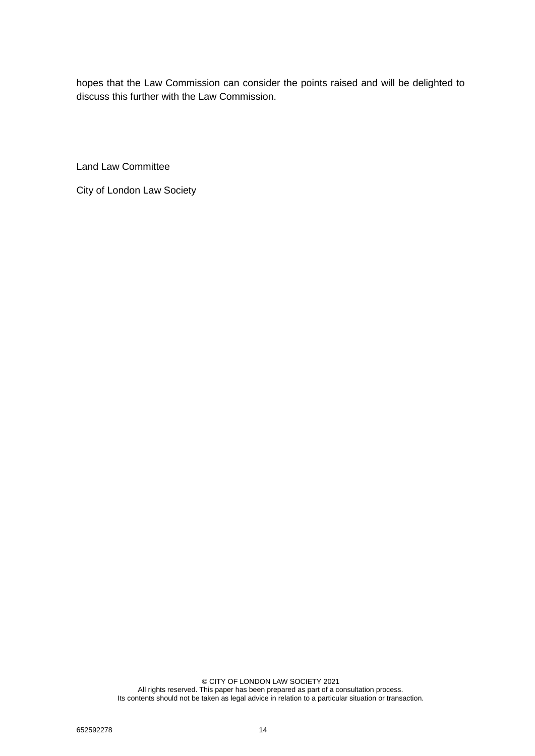hopes that the Law Commission can consider the points raised and will be delighted to discuss this further with the Law Commission.

Land Law Committee

City of London Law Society

© CITY OF LONDON LAW SOCIETY 2021
All rights reserved. This paper has been prepared as part of a consultation process.
Its contents should not be taken as legal advice in relation to a particular situation or transaction.

652592278